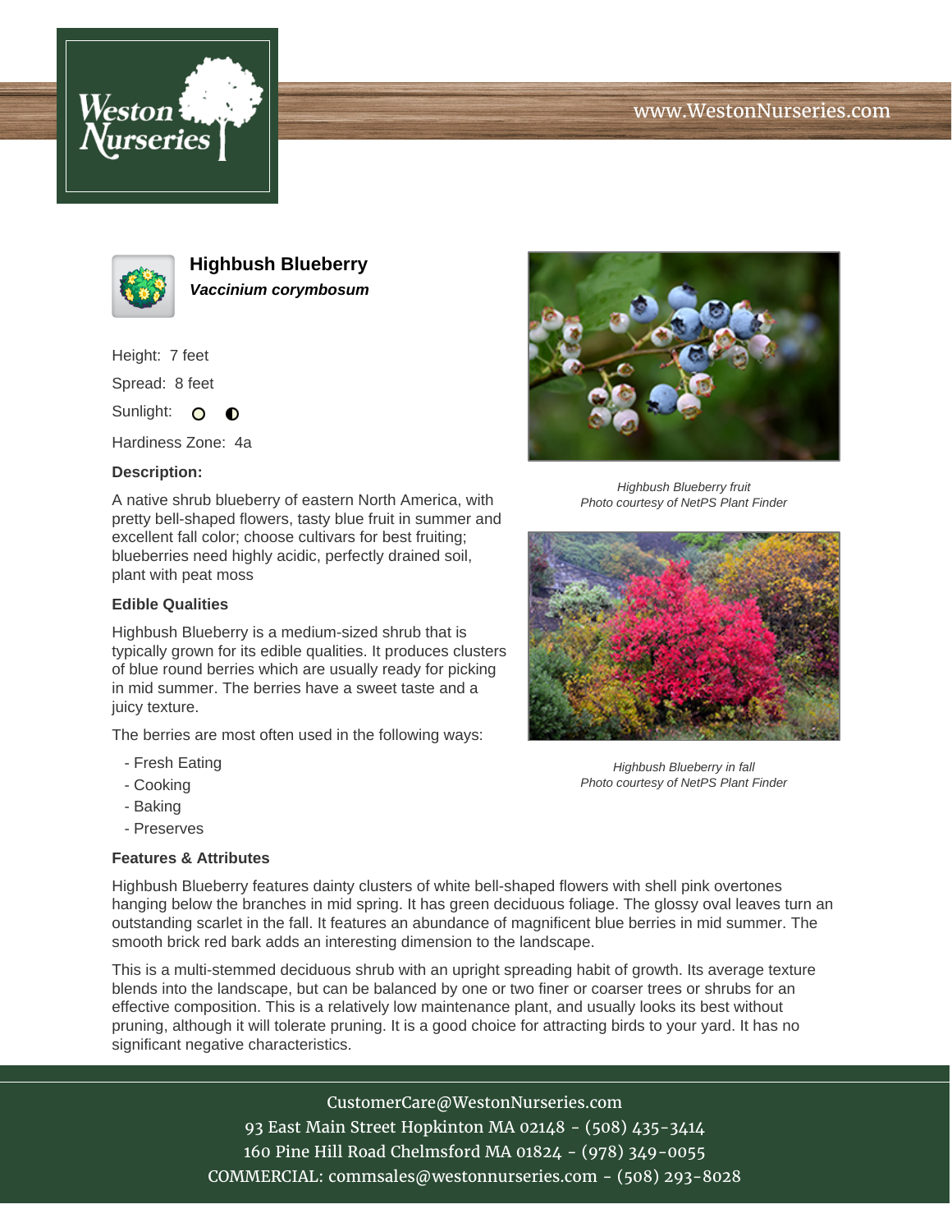Weston Nurseries

www.WestonNurseries.com

# Highbush Blueberry

***Vaccinium corymbosum***

Height: 7 feet

Spread: 8 feet

Sunlight: ○ ◐

Hardiness Zone: 4a

**Description:**

A native shrub blueberry of eastern North America, with pretty bell-shaped flowers, tasty blue fruit in summer and excellent fall color; choose cultivars for best fruiting; blueberries need highly acidic, perfectly drained soil, plant with peat moss

**Edible Qualities**

Highbush Blueberry is a medium-sized shrub that is typically grown for its edible qualities. It produces clusters of blue round berries which are usually ready for picking in mid summer. The berries have a sweet taste and a juicy texture.

The berries are most often used in the following ways:

- Fresh Eating
- Cooking
- Baking
- Preserves

*Highbush Blueberry fruit*
*Photo courtesy of NetPS Plant Finder*

*Highbush Blueberry in fall*
*Photo courtesy of NetPS Plant Finder*

**Features & Attributes**

Highbush Blueberry features dainty clusters of white bell-shaped flowers with shell pink overtones hanging below the branches in mid spring. It has green deciduous foliage. The glossy oval leaves turn an outstanding scarlet in the fall. It features an abundance of magnificent blue berries in mid summer. The smooth brick red bark adds an interesting dimension to the landscape.

This is a multi-stemmed deciduous shrub with an upright spreading habit of growth. Its average texture blends into the landscape, but can be balanced by one or two finer or coarser trees or shrubs for an effective composition. This is a relatively low maintenance plant, and usually looks its best without pruning, although it will tolerate pruning. It is a good choice for attracting birds to your yard. It has no significant negative characteristics.

CustomerCare@WestonNurseries.com
93 East Main Street Hopkinton MA 02148 - (508) 435-3414
160 Pine Hill Road Chelmsford MA 01824 - (978) 349-0055
COMMERCIAL: commsales@westonnurseries.com - (508) 293-8028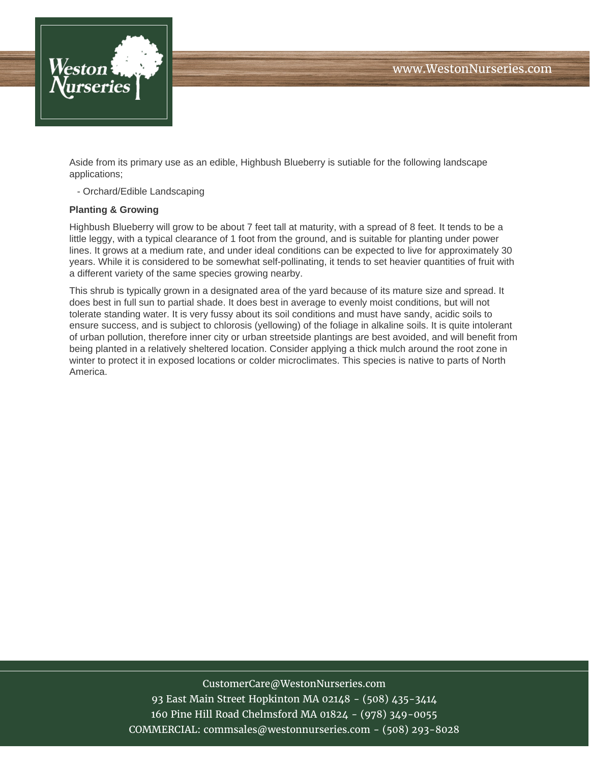Aside from its primary use as an edible, Highbush Blueberry is sutiable for the following landscape applications;

- Orchard/Edible Landscaping

**Planting & Growing**

Highbush Blueberry will grow to be about 7 feet tall at maturity, with a spread of 8 feet. It tends to be a little leggy, with a typical clearance of 1 foot from the ground, and is suitable for planting under power lines. It grows at a medium rate, and under ideal conditions can be expected to live for approximately 30 years. While it is considered to be somewhat self-pollinating, it tends to set heavier quantities of fruit with a different variety of the same species growing nearby.

This shrub is typically grown in a designated area of the yard because of its mature size and spread. It does best in full sun to partial shade. It does best in average to evenly moist conditions, but will not tolerate standing water. It is very fussy about its soil conditions and must have sandy, acidic soils to ensure success, and is subject to chlorosis (yellowing) of the foliage in alkaline soils. It is quite intolerant of urban pollution, therefore inner city or urban streetside plantings are best avoided, and will benefit from being planted in a relatively sheltered location. Consider applying a thick mulch around the root zone in winter to protect it in exposed locations or colder microclimates. This species is native to parts of North America.